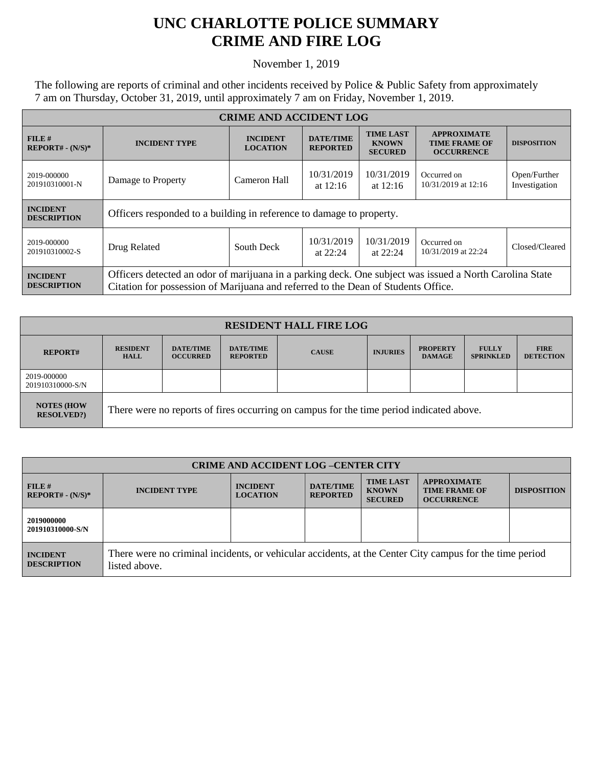# UNC CHARLOTTE POLICE SUMMARY
# CRIME AND FIRE LOG

November 1, 2019

The following are reports of criminal and other incidents received by Police & Public Safety from approximately 7 am on Thursday, October 31, 2019, until approximately 7 am on Friday, November 1, 2019.

| CRIME AND ACCIDENT LOG | | | | | | |
|---|---|---|---|---|---|---|
| **FILE # REPORT# - (N/S)*** | **INCIDENT TYPE** | **INCIDENT LOCATION** | **DATE/TIME REPORTED** | **TIME LAST KNOWN SECURED** | **APPROXIMATE TIME FRAME OF OCCURRENCE** | **DISPOSITION** |
| 2019-000000 201910310001-N | Damage to Property | Cameron Hall | 10/31/2019 at 12:16 | 10/31/2019 at 12:16 | Occurred on 10/31/2019 at 12:16 | Open/Further Investigation |
| **INCIDENT DESCRIPTION** | Officers responded to a building in reference to damage to property. | | | | | |
| 2019-000000 201910310002-S | Drug Related | South Deck | 10/31/2019 at 22:24 | 10/31/2019 at 22:24 | Occurred on 10/31/2019 at 22:24 | Closed/Cleared |
| **INCIDENT DESCRIPTION** | Officers detected an odor of marijuana in a parking deck. One subject was issued a North Carolina State Citation for possession of Marijuana and referred to the Dean of Students Office. | | | | | |

| RESIDENT HALL FIRE LOG | | | | | | | | |
|---|---|---|---|---|---|---|---|---|
| **REPORT#** | **RESIDENT HALL** | **DATE/TIME OCCURRED** | **DATE/TIME REPORTED** | **CAUSE** | **INJURIES** | **PROPERTY DAMAGE** | **FULLY SPRINKLED** | **FIRE DETECTION** |
| 2019-000000 201910310000-S/N | | | | | | | | |
| **NOTES (HOW RESOLVED?)** | There were no reports of fires occurring on campus for the time period indicated above. | | | | | | | |

| CRIME AND ACCIDENT LOG –CENTER CITY | | | | | | |
|---|---|---|---|---|---|---|
| **FILE # REPORT# - (N/S)*** | **INCIDENT TYPE** | **INCIDENT LOCATION** | **DATE/TIME REPORTED** | **TIME LAST KNOWN SECURED** | **APPROXIMATE TIME FRAME OF OCCURRENCE** | **DISPOSITION** |
| **2019000000 201910310000-S/N** | | | | | | |
| **INCIDENT DESCRIPTION** | There were no criminal incidents, or vehicular accidents, at the Center City campus for the time period listed above. | | | | | |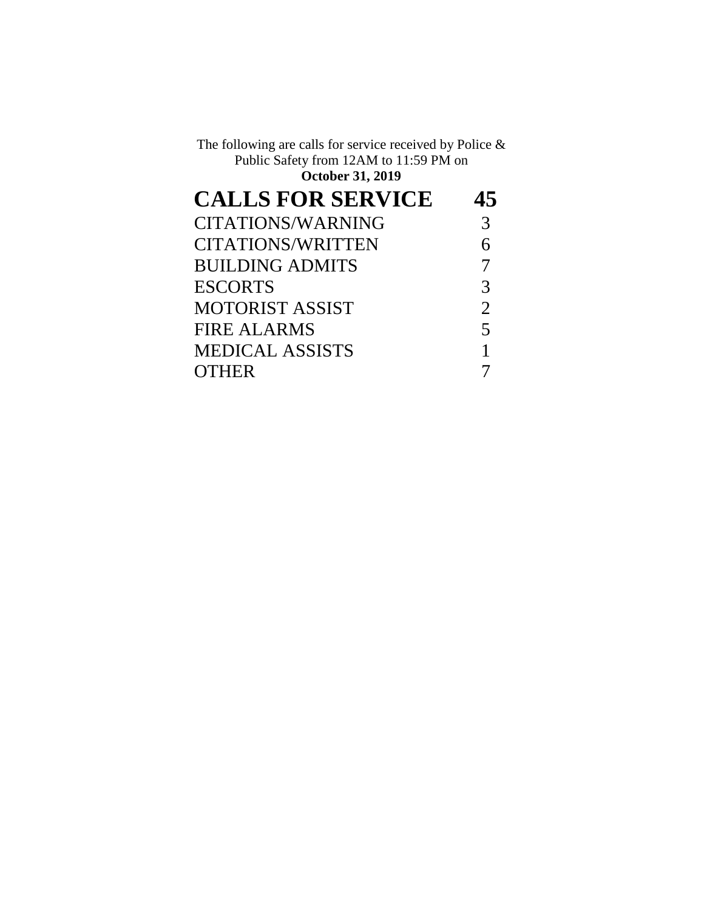The following are calls for service received by Police & Public Safety from 12AM to 11:59 PM on

**October 31, 2019**

| | |
|---|---|
| **CALLS FOR SERVICE** | **45** |
| CITATIONS/WARNING | 3 |
| CITATIONS/WRITTEN | 6 |
| BUILDING ADMITS | 7 |
| ESCORTS | 3 |
| MOTORIST ASSIST | 2 |
| FIRE ALARMS | 5 |
| MEDICAL ASSISTS | 1 |
| OTHER | 7 |